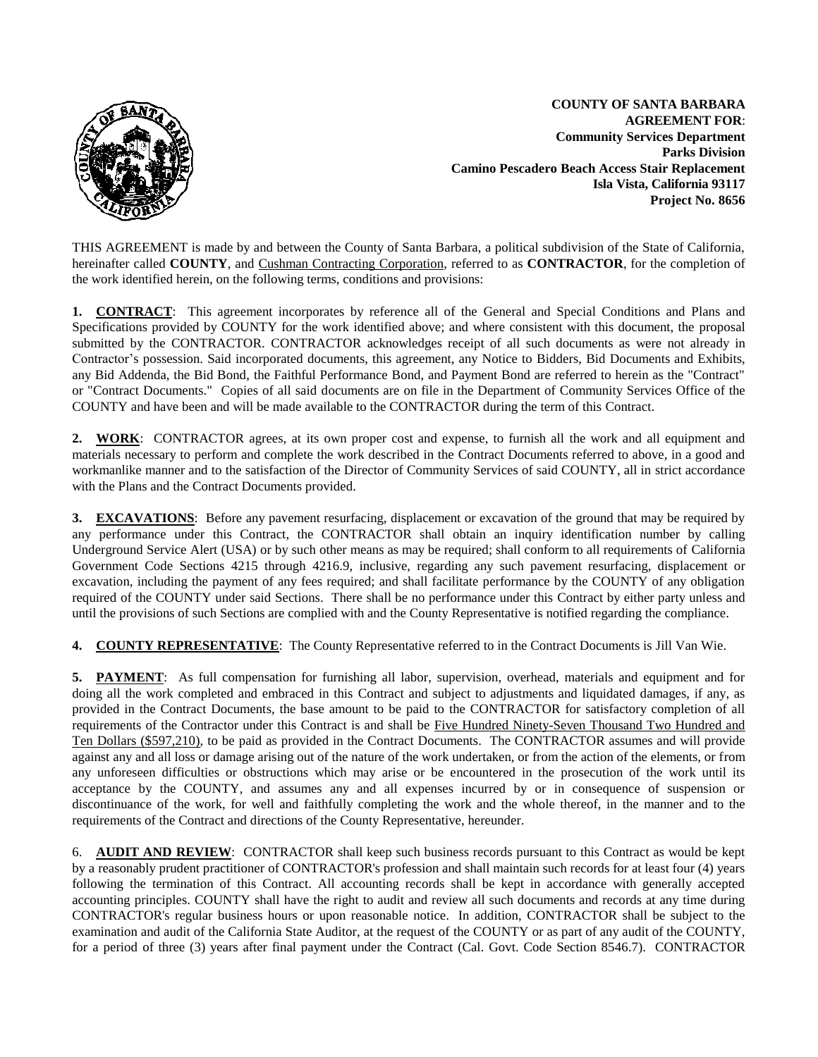**COUNTY OF SANTA BARBARA**
**AGREEMENT FOR**:
**Community Services Department**
**Parks Division**
**Camino Pescadero Beach Access Stair Replacement**
**Isla Vista, California 93117**
**Project No. 8656**

THIS AGREEMENT is made by and between the County of Santa Barbara, a political subdivision of the State of California, hereinafter called **COUNTY**, and Cushman Contracting Corporation, referred to as **CONTRACTOR**, for the completion of the work identified herein, on the following terms, conditions and provisions:

**1. CONTRACT**: This agreement incorporates by reference all of the General and Special Conditions and Plans and Specifications provided by COUNTY for the work identified above; and where consistent with this document, the proposal submitted by the CONTRACTOR. CONTRACTOR acknowledges receipt of all such documents as were not already in Contractor's possession. Said incorporated documents, this agreement, any Notice to Bidders, Bid Documents and Exhibits, any Bid Addenda, the Bid Bond, the Faithful Performance Bond, and Payment Bond are referred to herein as the "Contract" or "Contract Documents." Copies of all said documents are on file in the Department of Community Services Office of the COUNTY and have been and will be made available to the CONTRACTOR during the term of this Contract.

**2. WORK**: CONTRACTOR agrees, at its own proper cost and expense, to furnish all the work and all equipment and materials necessary to perform and complete the work described in the Contract Documents referred to above, in a good and workmanlike manner and to the satisfaction of the Director of Community Services of said COUNTY, all in strict accordance with the Plans and the Contract Documents provided.

**3. EXCAVATIONS**: Before any pavement resurfacing, displacement or excavation of the ground that may be required by any performance under this Contract, the CONTRACTOR shall obtain an inquiry identification number by calling Underground Service Alert (USA) or by such other means as may be required; shall conform to all requirements of California Government Code Sections 4215 through 4216.9, inclusive, regarding any such pavement resurfacing, displacement or excavation, including the payment of any fees required; and shall facilitate performance by the COUNTY of any obligation required of the COUNTY under said Sections. There shall be no performance under this Contract by either party unless and until the provisions of such Sections are complied with and the County Representative is notified regarding the compliance.

**4. COUNTY REPRESENTATIVE**: The County Representative referred to in the Contract Documents is Jill Van Wie.

**5. PAYMENT**: As full compensation for furnishing all labor, supervision, overhead, materials and equipment and for doing all the work completed and embraced in this Contract and subject to adjustments and liquidated damages, if any, as provided in the Contract Documents, the base amount to be paid to the CONTRACTOR for satisfactory completion of all requirements of the Contractor under this Contract is and shall be Five Hundred Ninety-Seven Thousand Two Hundred and Ten Dollars ($597,210), to be paid as provided in the Contract Documents. The CONTRACTOR assumes and will provide against any and all loss or damage arising out of the nature of the work undertaken, or from the action of the elements, or from any unforeseen difficulties or obstructions which may arise or be encountered in the prosecution of the work until its acceptance by the COUNTY, and assumes any and all expenses incurred by or in consequence of suspension or discontinuance of the work, for well and faithfully completing the work and the whole thereof, in the manner and to the requirements of the Contract and directions of the County Representative, hereunder.

6. **AUDIT AND REVIEW**: CONTRACTOR shall keep such business records pursuant to this Contract as would be kept by a reasonably prudent practitioner of CONTRACTOR's profession and shall maintain such records for at least four (4) years following the termination of this Contract. All accounting records shall be kept in accordance with generally accepted accounting principles. COUNTY shall have the right to audit and review all such documents and records at any time during CONTRACTOR's regular business hours or upon reasonable notice. In addition, CONTRACTOR shall be subject to the examination and audit of the California State Auditor, at the request of the COUNTY or as part of any audit of the COUNTY, for a period of three (3) years after final payment under the Contract (Cal. Govt. Code Section 8546.7). CONTRACTOR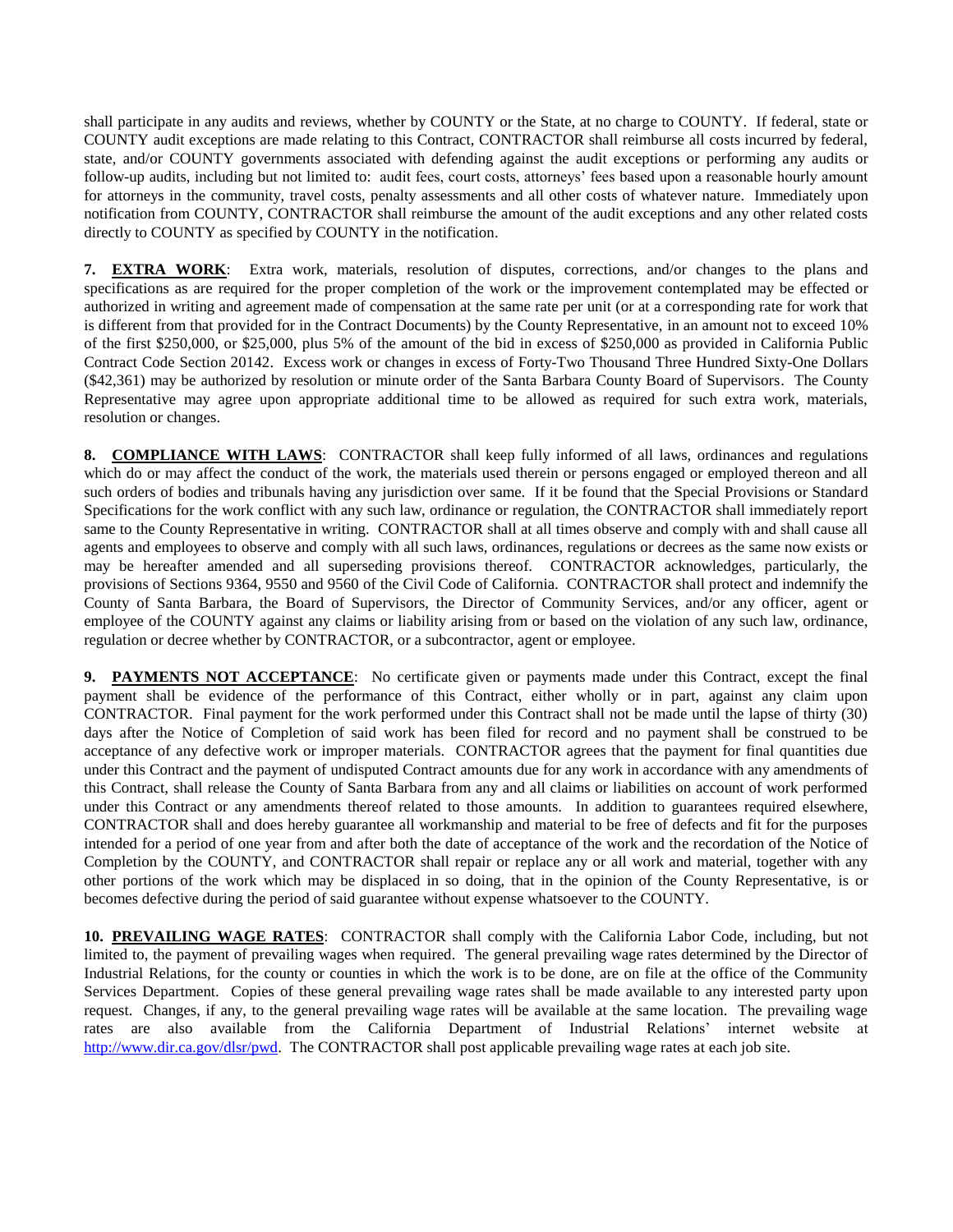shall participate in any audits and reviews, whether by COUNTY or the State, at no charge to COUNTY. If federal, state or COUNTY audit exceptions are made relating to this Contract, CONTRACTOR shall reimburse all costs incurred by federal, state, and/or COUNTY governments associated with defending against the audit exceptions or performing any audits or follow-up audits, including but not limited to: audit fees, court costs, attorneys' fees based upon a reasonable hourly amount for attorneys in the community, travel costs, penalty assessments and all other costs of whatever nature. Immediately upon notification from COUNTY, CONTRACTOR shall reimburse the amount of the audit exceptions and any other related costs directly to COUNTY as specified by COUNTY in the notification.

**7. EXTRA WORK**: Extra work, materials, resolution of disputes, corrections, and/or changes to the plans and specifications as are required for the proper completion of the work or the improvement contemplated may be effected or authorized in writing and agreement made of compensation at the same rate per unit (or at a corresponding rate for work that is different from that provided for in the Contract Documents) by the County Representative, in an amount not to exceed 10% of the first $250,000, or $25,000, plus 5% of the amount of the bid in excess of $250,000 as provided in California Public Contract Code Section 20142. Excess work or changes in excess of Forty-Two Thousand Three Hundred Sixty-One Dollars ($42,361) may be authorized by resolution or minute order of the Santa Barbara County Board of Supervisors. The County Representative may agree upon appropriate additional time to be allowed as required for such extra work, materials, resolution or changes.

**8. COMPLIANCE WITH LAWS**: CONTRACTOR shall keep fully informed of all laws, ordinances and regulations which do or may affect the conduct of the work, the materials used therein or persons engaged or employed thereon and all such orders of bodies and tribunals having any jurisdiction over same. If it be found that the Special Provisions or Standard Specifications for the work conflict with any such law, ordinance or regulation, the CONTRACTOR shall immediately report same to the County Representative in writing. CONTRACTOR shall at all times observe and comply with and shall cause all agents and employees to observe and comply with all such laws, ordinances, regulations or decrees as the same now exists or may be hereafter amended and all superseding provisions thereof. CONTRACTOR acknowledges, particularly, the provisions of Sections 9364, 9550 and 9560 of the Civil Code of California. CONTRACTOR shall protect and indemnify the County of Santa Barbara, the Board of Supervisors, the Director of Community Services, and/or any officer, agent or employee of the COUNTY against any claims or liability arising from or based on the violation of any such law, ordinance, regulation or decree whether by CONTRACTOR, or a subcontractor, agent or employee.

**9. PAYMENTS NOT ACCEPTANCE**: No certificate given or payments made under this Contract, except the final payment shall be evidence of the performance of this Contract, either wholly or in part, against any claim upon CONTRACTOR. Final payment for the work performed under this Contract shall not be made until the lapse of thirty (30) days after the Notice of Completion of said work has been filed for record and no payment shall be construed to be acceptance of any defective work or improper materials. CONTRACTOR agrees that the payment for final quantities due under this Contract and the payment of undisputed Contract amounts due for any work in accordance with any amendments of this Contract, shall release the County of Santa Barbara from any and all claims or liabilities on account of work performed under this Contract or any amendments thereof related to those amounts. In addition to guarantees required elsewhere, CONTRACTOR shall and does hereby guarantee all workmanship and material to be free of defects and fit for the purposes intended for a period of one year from and after both the date of acceptance of the work and the recordation of the Notice of Completion by the COUNTY, and CONTRACTOR shall repair or replace any or all work and material, together with any other portions of the work which may be displaced in so doing, that in the opinion of the County Representative, is or becomes defective during the period of said guarantee without expense whatsoever to the COUNTY.

**10. PREVAILING WAGE RATES**: CONTRACTOR shall comply with the California Labor Code, including, but not limited to, the payment of prevailing wages when required. The general prevailing wage rates determined by the Director of Industrial Relations, for the county or counties in which the work is to be done, are on file at the office of the Community Services Department. Copies of these general prevailing wage rates shall be made available to any interested party upon request. Changes, if any, to the general prevailing wage rates will be available at the same location. The prevailing wage rates are also available from the California Department of Industrial Relations' internet website at http://www.dir.ca.gov/dlsr/pwd. The CONTRACTOR shall post applicable prevailing wage rates at each job site.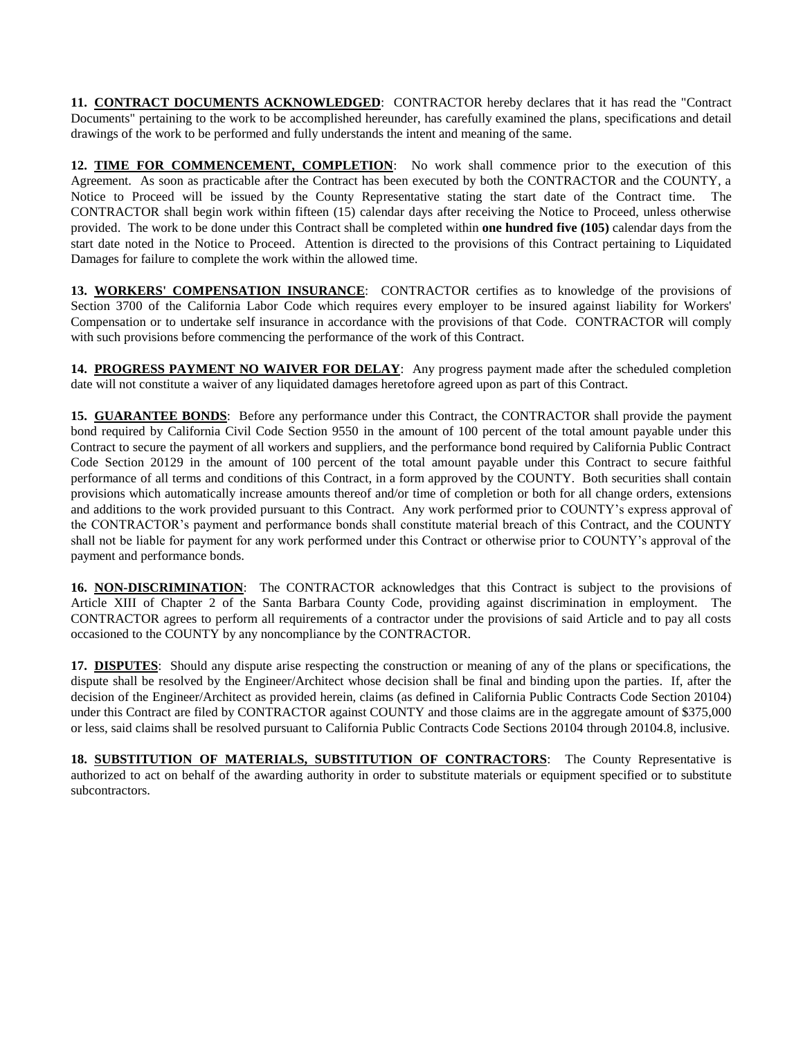**11. CONTRACT DOCUMENTS ACKNOWLEDGED**: CONTRACTOR hereby declares that it has read the "Contract Documents" pertaining to the work to be accomplished hereunder, has carefully examined the plans, specifications and detail drawings of the work to be performed and fully understands the intent and meaning of the same.

**12. TIME FOR COMMENCEMENT, COMPLETION**: No work shall commence prior to the execution of this Agreement. As soon as practicable after the Contract has been executed by both the CONTRACTOR and the COUNTY, a Notice to Proceed will be issued by the County Representative stating the start date of the Contract time. The CONTRACTOR shall begin work within fifteen (15) calendar days after receiving the Notice to Proceed, unless otherwise provided. The work to be done under this Contract shall be completed within **one hundred five (105)** calendar days from the start date noted in the Notice to Proceed. Attention is directed to the provisions of this Contract pertaining to Liquidated Damages for failure to complete the work within the allowed time.

**13. WORKERS' COMPENSATION INSURANCE**: CONTRACTOR certifies as to knowledge of the provisions of Section 3700 of the California Labor Code which requires every employer to be insured against liability for Workers' Compensation or to undertake self insurance in accordance with the provisions of that Code. CONTRACTOR will comply with such provisions before commencing the performance of the work of this Contract.

**14. PROGRESS PAYMENT NO WAIVER FOR DELAY**: Any progress payment made after the scheduled completion date will not constitute a waiver of any liquidated damages heretofore agreed upon as part of this Contract.

**15. GUARANTEE BONDS**: Before any performance under this Contract, the CONTRACTOR shall provide the payment bond required by California Civil Code Section 9550 in the amount of 100 percent of the total amount payable under this Contract to secure the payment of all workers and suppliers, and the performance bond required by California Public Contract Code Section 20129 in the amount of 100 percent of the total amount payable under this Contract to secure faithful performance of all terms and conditions of this Contract, in a form approved by the COUNTY. Both securities shall contain provisions which automatically increase amounts thereof and/or time of completion or both for all change orders, extensions and additions to the work provided pursuant to this Contract. Any work performed prior to COUNTY's express approval of the CONTRACTOR's payment and performance bonds shall constitute material breach of this Contract, and the COUNTY shall not be liable for payment for any work performed under this Contract or otherwise prior to COUNTY's approval of the payment and performance bonds.

**16. NON-DISCRIMINATION**: The CONTRACTOR acknowledges that this Contract is subject to the provisions of Article XIII of Chapter 2 of the Santa Barbara County Code, providing against discrimination in employment. The CONTRACTOR agrees to perform all requirements of a contractor under the provisions of said Article and to pay all costs occasioned to the COUNTY by any noncompliance by the CONTRACTOR.

**17. DISPUTES**: Should any dispute arise respecting the construction or meaning of any of the plans or specifications, the dispute shall be resolved by the Engineer/Architect whose decision shall be final and binding upon the parties. If, after the decision of the Engineer/Architect as provided herein, claims (as defined in California Public Contracts Code Section 20104) under this Contract are filed by CONTRACTOR against COUNTY and those claims are in the aggregate amount of $375,000 or less, said claims shall be resolved pursuant to California Public Contracts Code Sections 20104 through 20104.8, inclusive.

**18. SUBSTITUTION OF MATERIALS, SUBSTITUTION OF CONTRACTORS**: The County Representative is authorized to act on behalf of the awarding authority in order to substitute materials or equipment specified or to substitute subcontractors.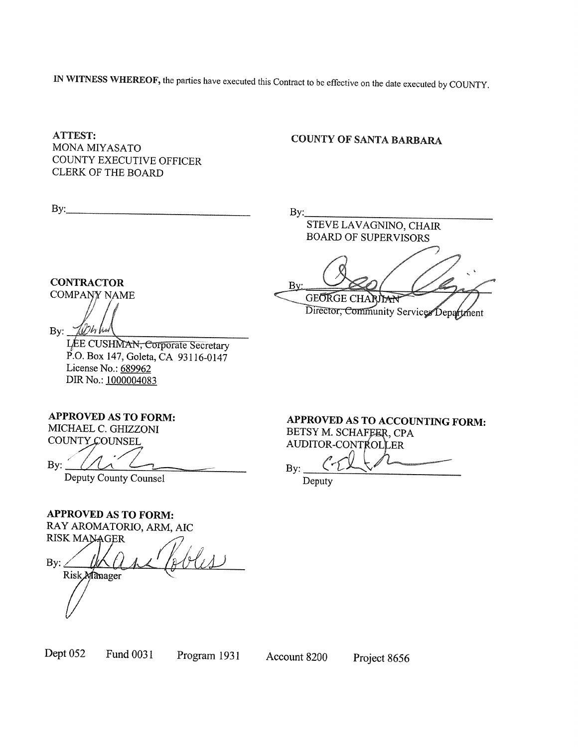**IN WITNESS WHEREOF,** the parties have executed this Contract to be effective on the date executed by COUNTY.

**ATTEST:**
MONA MIYASATO
COUNTY EXECUTIVE OFFICER
CLERK OF THE BOARD

By:\_\_\_\_\_\_\_\_\_\_\_\_\_\_\_\_\_\_\_\_\_\_\_\_\_\_\_\_\_\_

**COUNTY OF SANTA BARBARA**

By:\_\_\_\_\_\_\_\_\_\_\_\_\_\_\_\_\_\_\_\_\_\_\_\_\_\_\_\_\_\_
STEVE LAVAGNINO, CHAIR
BOARD OF SUPERVISORS

By:\_\_\_\_\_\_\_\_\_\_\_\_\_\_\_\_\_\_\_\_\_\_\_\_\_\_\_\_\_\_
GEORGE CHAPJIAN
Director, Community Services Department

**CONTRACTOR**
COMPANY NAME

By:\_\_\_\_\_\_\_\_\_\_\_\_\_\_\_\_\_\_\_\_\_\_\_\_\_\_\_\_\_\_
LEE CUSHMAN, Corporate Secretary
P.O. Box 147, Goleta, CA 93116-0147
License No.: 689962
DIR No.: 1000004083

**APPROVED AS TO FORM:**
MICHAEL C. GHIZZONI
COUNTY COUNSEL

By:\_\_\_\_\_\_\_\_\_\_\_\_\_\_\_\_\_\_\_\_\_\_\_\_\_\_\_\_\_\_
Deputy County Counsel

**APPROVED AS TO ACCOUNTING FORM:**
BETSY M. SCHAFFER, CPA
AUDITOR-CONTROLLER

By:\_\_\_\_\_\_\_\_\_\_\_\_\_\_\_\_\_\_\_\_\_\_\_\_\_\_\_\_\_\_
Deputy

**APPROVED AS TO FORM:**
RAY AROMATORIO, ARM, AIC
RISK MANAGER

By:\_\_\_\_\_\_\_\_\_\_\_\_\_\_\_\_\_\_\_\_\_\_\_\_\_\_\_\_\_\_
Risk Manager

Dept 052 Fund 0031 Program 1931 Account 8200 Project 8656